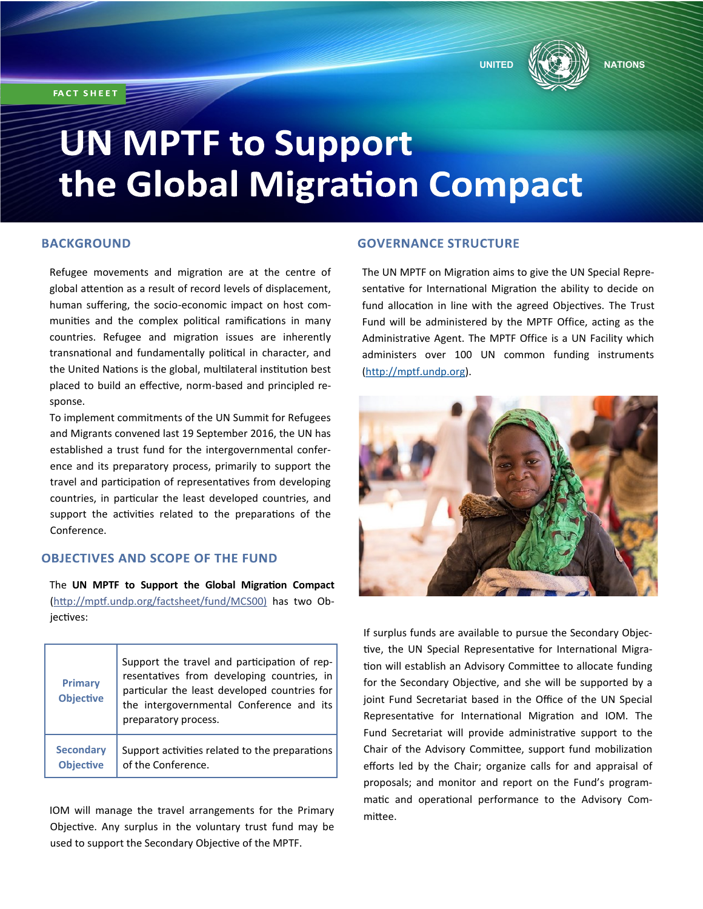FACT SHEET

# UN MPTF to Support the Global Migration Compact

## BACKGROUND

Refugee movements and migration are at the centre of global attention as a result of record levels of displacement, human suffering, the socio-economic impact on host communities and the complex political ramifications in many countries. Refugee and migration issues are inherently transnational and fundamentally political in character, and the United Nations is the global, multilateral institution best placed to build an effective, norm-based and principled response.

To implement commitments of the UN Summit for Refugees and Migrants convened last 19 September 2016, the UN has established a trust fund for the intergovernmental conference and its preparatory process, primarily to support the travel and participation of representatives from developing countries, in particular the least developed countries, and support the activities related to the preparations of the Conference.

## OBJECTIVES AND SCOPE OF THE FUND

The **UN MPTF to Support the Global Migration Compact** (http://mptf.undp.org/factsheet/fund/MCS00) has two Objectives:

| | |
|---|---|
| **Primary Objective** | Support the travel and participation of representatives from developing countries, in particular the least developed countries for the intergovernmental Conference and its preparatory process. |
| **Secondary Objective** | Support activities related to the preparations of the Conference. |

IOM will manage the travel arrangements for the Primary Objective. Any surplus in the voluntary trust fund may be used to support the Secondary Objective of the MPTF.

## GOVERNANCE STRUCTURE

The UN MPTF on Migration aims to give the UN Special Representative for International Migration the ability to decide on fund allocation in line with the agreed Objectives. The Trust Fund will be administered by the MPTF Office, acting as the Administrative Agent. The MPTF Office is a UN Facility which administers over 100 UN common funding instruments (http://mptf.undp.org).

If surplus funds are available to pursue the Secondary Objective, the UN Special Representative for International Migration will establish an Advisory Committee to allocate funding for the Secondary Objective, and she will be supported by a joint Fund Secretariat based in the Office of the UN Special Representative for International Migration and IOM. The Fund Secretariat will provide administrative support to the Chair of the Advisory Committee, support fund mobilization efforts led by the Chair; organize calls for and appraisal of proposals; and monitor and report on the Fund's programmatic and operational performance to the Advisory Committee.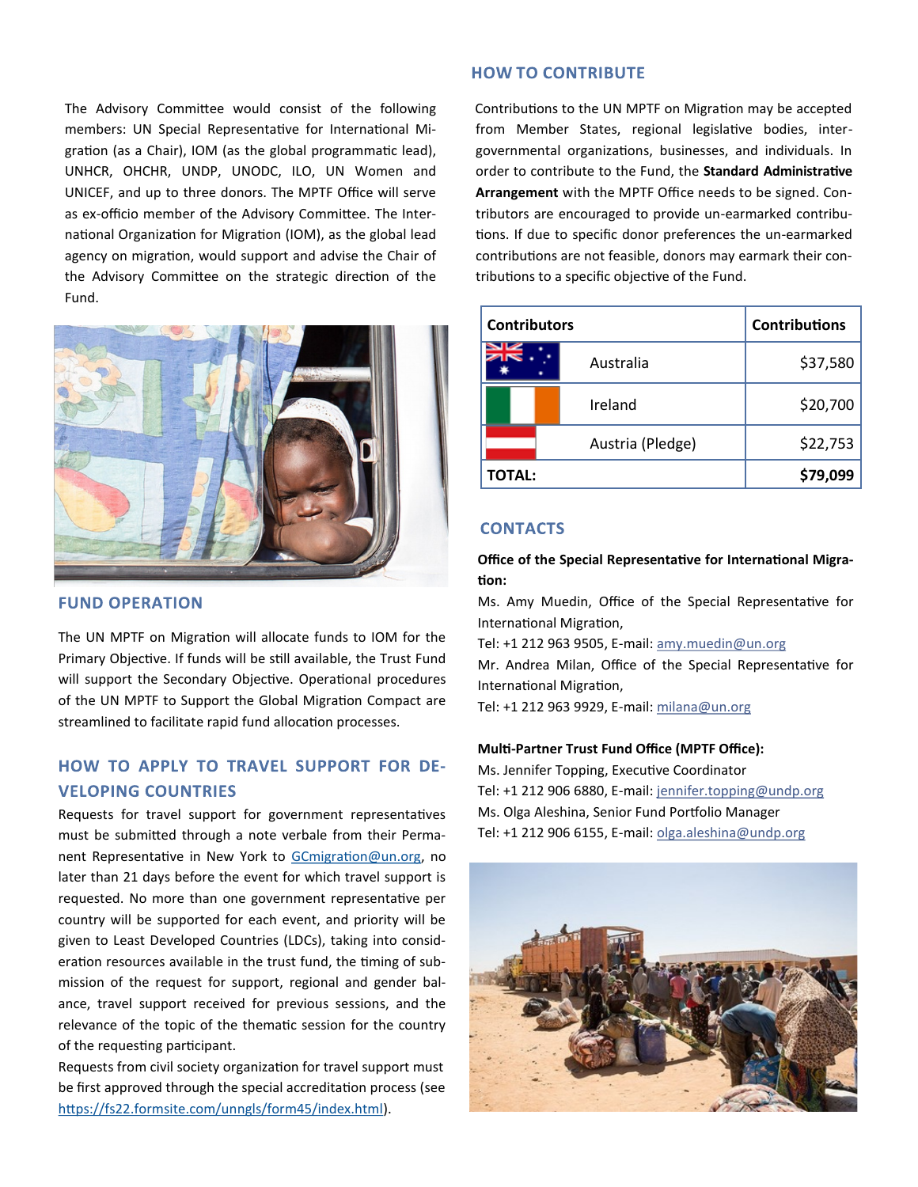The Advisory Committee would consist of the following members: UN Special Representative for International Migration (as a Chair), IOM (as the global programmatic lead), UNHCR, OHCHR, UNDP, UNODC, ILO, UN Women and UNICEF, and up to three donors. The MPTF Office will serve as ex-officio member of the Advisory Committee. The International Organization for Migration (IOM), as the global lead agency on migration, would support and advise the Chair of the Advisory Committee on the strategic direction of the Fund.

## FUND OPERATION

The UN MPTF on Migration will allocate funds to IOM for the Primary Objective. If funds will be still available, the Trust Fund will support the Secondary Objective. Operational procedures of the UN MPTF to Support the Global Migration Compact are streamlined to facilitate rapid fund allocation processes.

## HOW TO APPLY TO TRAVEL SUPPORT FOR DEVELOPING COUNTRIES

Requests for travel support for government representatives must be submitted through a note verbale from their Permanent Representative in New York to GCmigration@un.org, no later than 21 days before the event for which travel support is requested. No more than one government representative per country will be supported for each event, and priority will be given to Least Developed Countries (LDCs), taking into consideration resources available in the trust fund, the timing of submission of the request for support, regional and gender balance, travel support received for previous sessions, and the relevance of the topic of the thematic session for the country of the requesting participant.

Requests from civil society organization for travel support must be first approved through the special accreditation process (see https://fs22.formsite.com/unngls/form45/index.html).

## HOW TO CONTRIBUTE

Contributions to the UN MPTF on Migration may be accepted from Member States, regional legislative bodies, intergovernmental organizations, businesses, and individuals. In order to contribute to the Fund, the **Standard Administrative Arrangement** with the MPTF Office needs to be signed. Contributors are encouraged to provide un-earmarked contributions. If due to specific donor preferences the un-earmarked contributions are not feasible, donors may earmark their contributions to a specific objective of the Fund.

| Contributors | Contributions |
|---|---|
| Australia | $37,580 |
| Ireland | $20,700 |
| Austria (Pledge) | $22,753 |
| **TOTAL:** | **$79,099** |

## CONTACTS

**Office of the Special Representative for International Migration:**

Ms. Amy Muedin, Office of the Special Representative for International Migration,
Tel: +1 212 963 9505, E-mail: amy.muedin@un.org

Mr. Andrea Milan, Office of the Special Representative for International Migration,
Tel: +1 212 963 9929, E-mail: milana@un.org

**Multi-Partner Trust Fund Office (MPTF Office):**

Ms. Jennifer Topping, Executive Coordinator
Tel: +1 212 906 6880, E-mail: jennifer.topping@undp.org

Ms. Olga Aleshina, Senior Fund Portfolio Manager
Tel: +1 212 906 6155, E-mail: olga.aleshina@undp.org